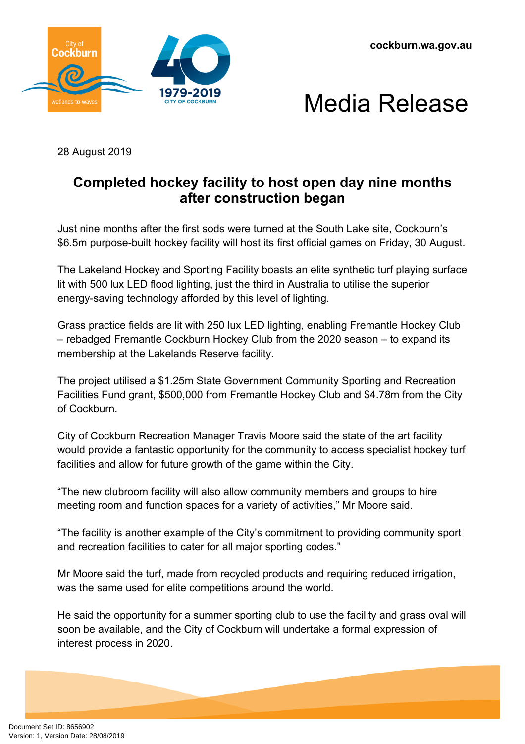cockburn.wa.gov.au

# Media Release

28 August 2019

## Completed hockey facility to host open day nine months after construction began

Just nine months after the first sods were turned at the South Lake site, Cockburn's $6.5m purpose-built hockey facility will host its first official games on Friday, 30 August.

The Lakeland Hockey and Sporting Facility boasts an elite synthetic turf playing surface lit with 500 lux LED flood lighting, just the third in Australia to utilise the superior energy-saving technology afforded by this level of lighting.

Grass practice fields are lit with 250 lux LED lighting, enabling Fremantle Hockey Club – rebadged Fremantle Cockburn Hockey Club from the 2020 season – to expand its membership at the Lakelands Reserve facility.

The project utilised a $1.25m State Government Community Sporting and Recreation Facilities Fund grant, $500,000 from Fremantle Hockey Club and $4.78m from the City of Cockburn.

City of Cockburn Recreation Manager Travis Moore said the state of the art facility would provide a fantastic opportunity for the community to access specialist hockey turf facilities and allow for future growth of the game within the City.

"The new clubroom facility will also allow community members and groups to hire meeting room and function spaces for a variety of activities," Mr Moore said.

"The facility is another example of the City's commitment to providing community sport and recreation facilities to cater for all major sporting codes."

Mr Moore said the turf, made from recycled products and requiring reduced irrigation, was the same used for elite competitions around the world.

He said the opportunity for a summer sporting club to use the facility and grass oval will soon be available, and the City of Cockburn will undertake a formal expression of interest process in 2020.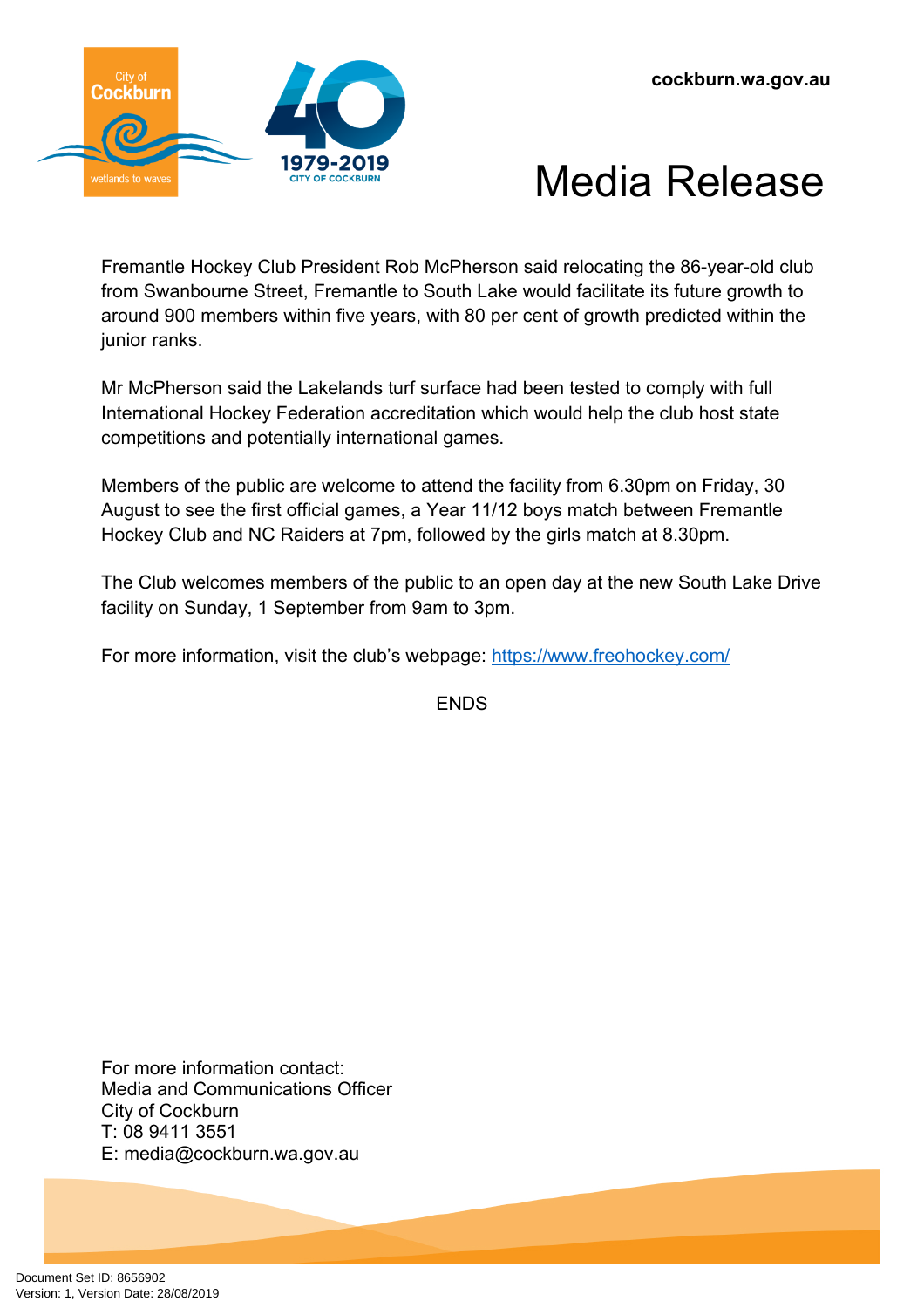# Media Release

Fremantle Hockey Club President Rob McPherson said relocating the 86-year-old club from Swanbourne Street, Fremantle to South Lake would facilitate its future growth to around 900 members within five years, with 80 per cent of growth predicted within the junior ranks.

Mr McPherson said the Lakelands turf surface had been tested to comply with full International Hockey Federation accreditation which would help the club host state competitions and potentially international games.

Members of the public are welcome to attend the facility from 6.30pm on Friday, 30 August to see the first official games, a Year 11/12 boys match between Fremantle Hockey Club and NC Raiders at 7pm, followed by the girls match at 8.30pm.

The Club welcomes members of the public to an open day at the new South Lake Drive facility on Sunday, 1 September from 9am to 3pm.

For more information, visit the club's webpage: https://www.freohockey.com/

ENDS

For more information contact:
Media and Communications Officer
City of Cockburn
T: 08 9411 3551
E: media@cockburn.wa.gov.au